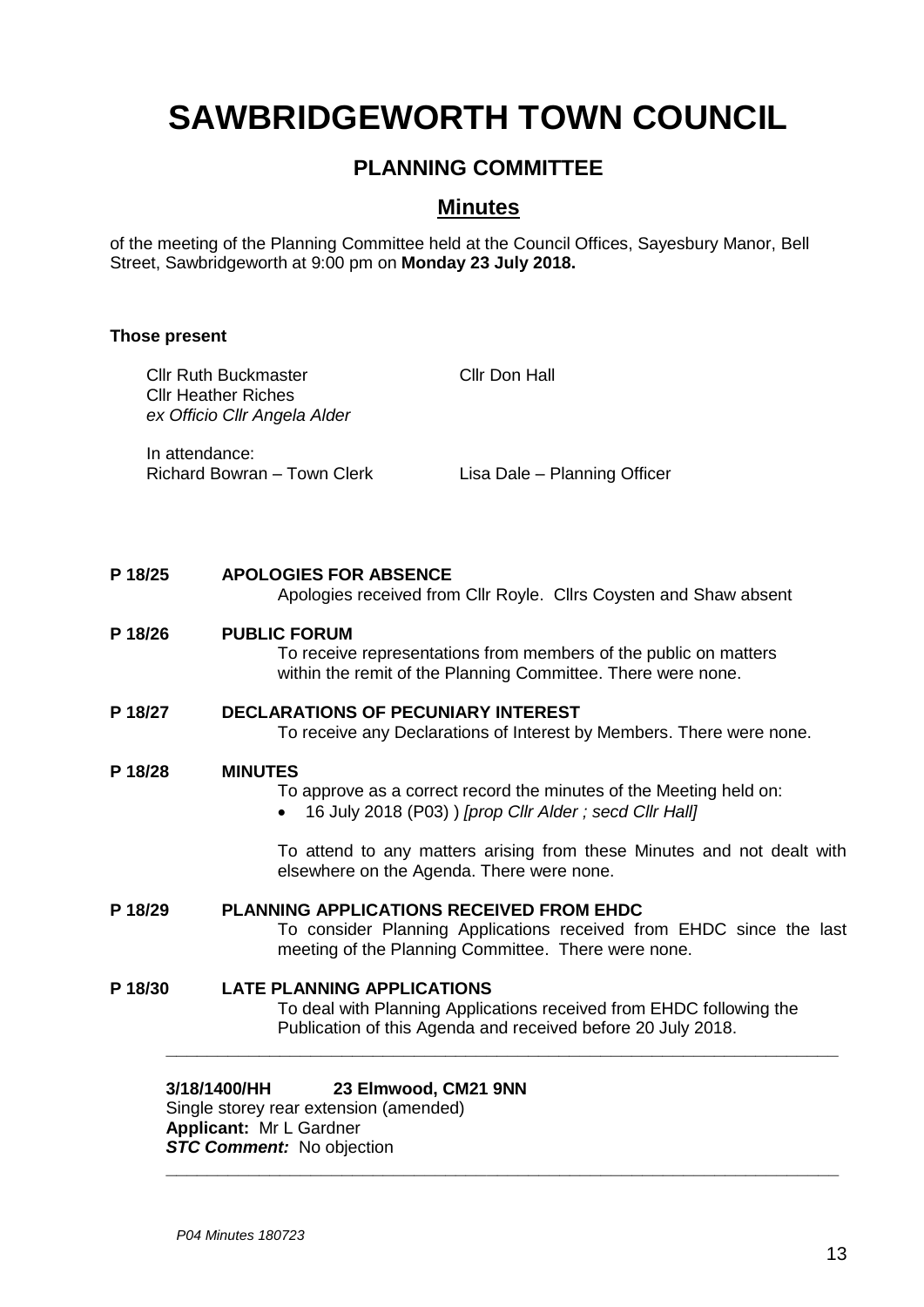# SAWBRIDGEWORTH TOWN COUNCIL

## PLANNING COMMITTEE

### Minutes

of the meeting of the Planning Committee held at the Council Offices, Sayesbury Manor, Bell Street, Sawbridgeworth at 9:00 pm on **Monday 23 July 2018.**

**Those present**

Cllr Ruth Buckmaster
Cllr Don Hall
Cllr Heather Riches
*ex Officio Cllr Angela Alder*

In attendance:
Richard Bowran – Town Clerk
Lisa Dale – Planning Officer

**P 18/25 APOLOGIES FOR ABSENCE**

Apologies received from Cllr Royle. Cllrs Coysten and Shaw absent

**P 18/26 PUBLIC FORUM**

To receive representations from members of the public on matters within the remit of the Planning Committee. There were none.

**P 18/27 DECLARATIONS OF PECUNIARY INTEREST**

To receive any Declarations of Interest by Members. There were none.

**P 18/28 MINUTES**

To approve as a correct record the minutes of the Meeting held on:

- 16 July 2018 (P03) ) *[prop Cllr Alder ; secd Cllr Hall]*

To attend to any matters arising from these Minutes and not dealt with elsewhere on the Agenda. There were none.

**P 18/29 PLANNING APPLICATIONS RECEIVED FROM EHDC**

To consider Planning Applications received from EHDC since the last meeting of the Planning Committee. There were none.

**P 18/30 LATE PLANNING APPLICATIONS**

To deal with Planning Applications received from EHDC following the Publication of this Agenda and received before 20 July 2018.

---

**3/18/1400/HH 23 Elmwood, CM21 9NN**
Single storey rear extension (amended)
**Applicant:** Mr L Gardner
***STC Comment:*** No objection

---

*P04 Minutes 180723*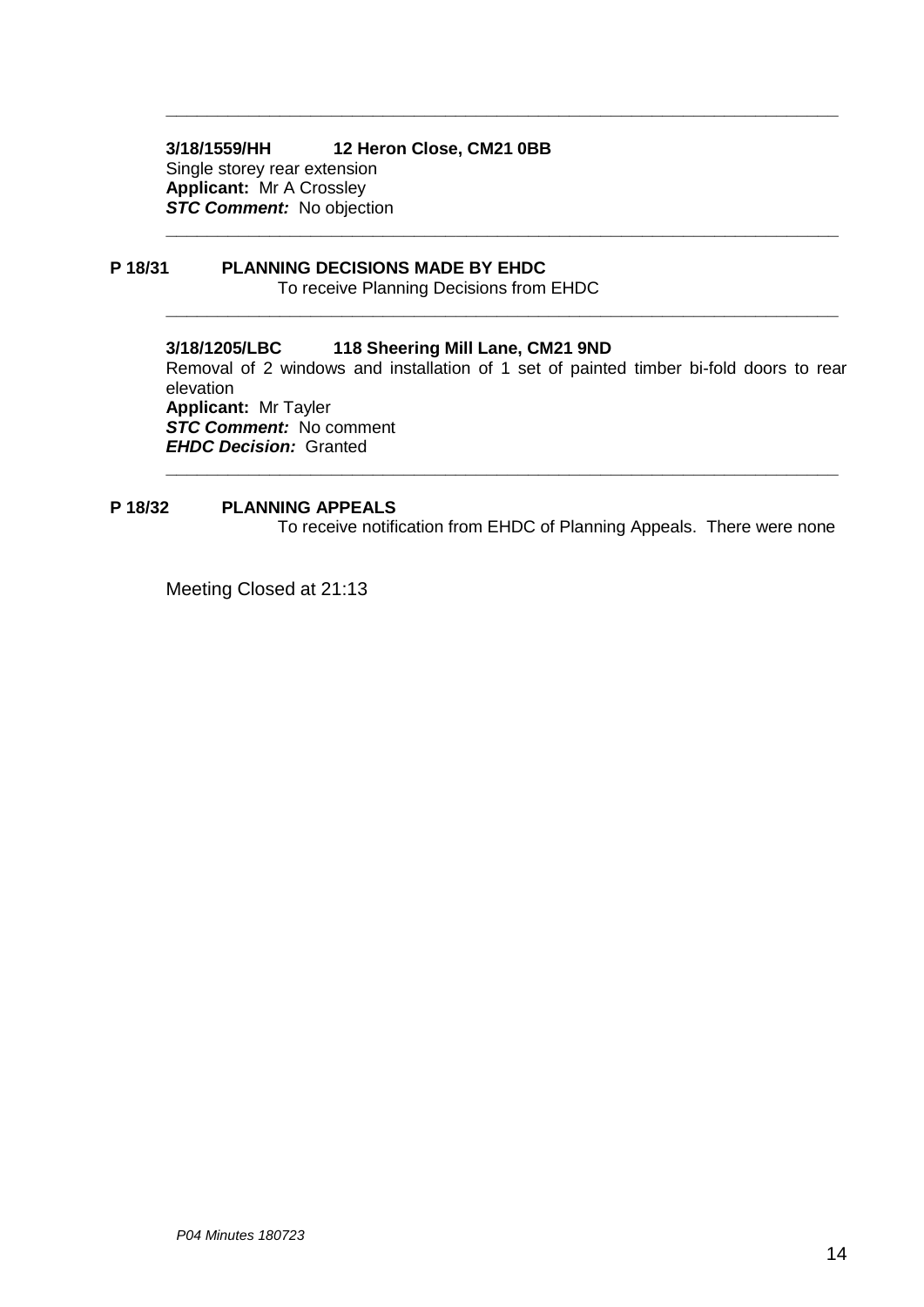---

**3/18/1559/HH 12 Heron Close, CM21 0BB**
Single storey rear extension
**Applicant:** Mr A Crossley
***STC Comment:*** No objection

---

**P 18/31 PLANNING DECISIONS MADE BY EHDC**
To receive Planning Decisions from EHDC

---

**3/18/1205/LBC 118 Sheering Mill Lane, CM21 9ND**
Removal of 2 windows and installation of 1 set of painted timber bi-fold doors to rear elevation
**Applicant:** Mr Tayler
***STC Comment:*** No comment
***EHDC Decision:*** Granted

---

**P 18/32 PLANNING APPEALS**
To receive notification from EHDC of Planning Appeals. There were none

Meeting Closed at 21:13

*P04 Minutes 180723*